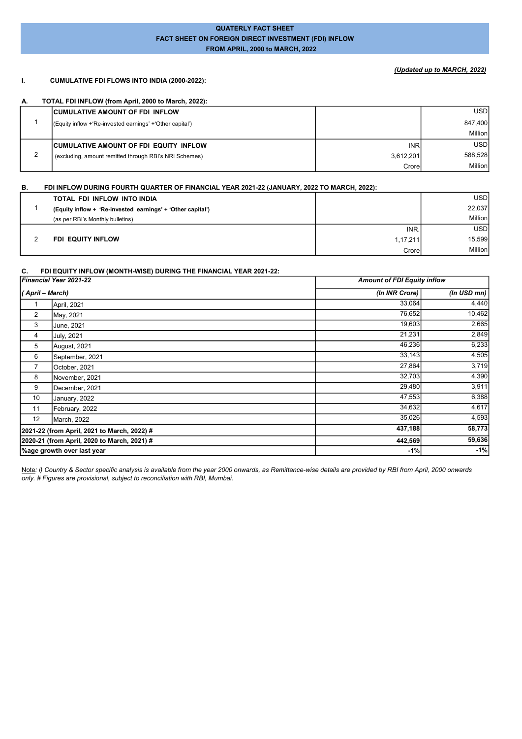# QUATERLY FACT SHEET
## FACT SHEET ON FOREIGN DIRECT INVESTMENT (FDI) INFLOW
## FROM APRIL, 2000 to MARCH, 2022

*(Updated up to MARCH, 2022)*

### I. CUMULATIVE FDI FLOWS INTO INDIA (2000-2022):

### A. TOTAL FDI INFLOW (from April, 2000 to March, 2022):

| | | | |
|---|---|---|---|
| 1 | **CUMULATIVE AMOUNT OF FDI INFLOW** (Equity inflow +'Re-invested earnings' +'Other capital') | | USD 847,400 Million |
| 2 | **CUMULATIVE AMOUNT OF FDI EQUITY INFLOW** (excluding, amount remitted through RBI's NRI Schemes) | INR 3,612,201 Crore | USD 588,528 Million |

### B. FDI INFLOW DURING FOURTH QUARTER OF FINANCIAL YEAR 2021-22 (JANUARY, 2022 TO MARCH, 2022):

| | | | |
|---|---|---|---|
| 1 | **TOTAL FDI INFLOW INTO INDIA** **(Equity inflow + 'Re-invested earnings' + 'Other capital')** (as per RBI's Monthly bulletins) | | USD 22,037 Million |
| 2 | **FDI EQUITY INFLOW** | INR. 1,17,211 Crore | USD 15,599 Million |

### C. FDI EQUITY INFLOW (MONTH-WISE) DURING THE FINANCIAL YEAR 2021-22:

| ***Financial Year 2021-22*** | | ***Amount of FDI Equity inflow*** | |
|---|---|---|---|
| ***( April – March)*** | | ***(In INR Crore)*** | ***(In USD mn)*** |
| 1 | April, 2021 | 33,064 | 4,440 |
| 2 | May, 2021 | 76,652 | 10,462 |
| 3 | June, 2021 | 19,603 | 2,665 |
| 4 | July, 2021 | 21,231 | 2,849 |
| 5 | August, 2021 | 46,236 | 6,233 |
| 6 | September, 2021 | 33,143 | 4,505 |
| 7 | October, 2021 | 27,864 | 3,719 |
| 8 | November, 2021 | 32,703 | 4,390 |
| 9 | December, 2021 | 29,480 | 3,911 |
| 10 | January, 2022 | 47,553 | 6,388 |
| 11 | February, 2022 | 34,632 | 4,617 |
| 12 | March, 2022 | 35,026 | 4,593 |
| **2021-22 (from April, 2021 to March, 2022) #** | | **437,188** | **58,773** |
| **2020-21 (from April, 2020 to March, 2021) #** | | **442,569** | **59,636** |
| **%age growth over last year** | | **-1%** | **-1%** |

Note*: i) Country & Sector specific analysis is available from the year 2000 onwards, as Remittance-wise details are provided by RBI from April, 2000 onwards only. # Figures are provisional, subject to reconciliation with RBI, Mumbai.*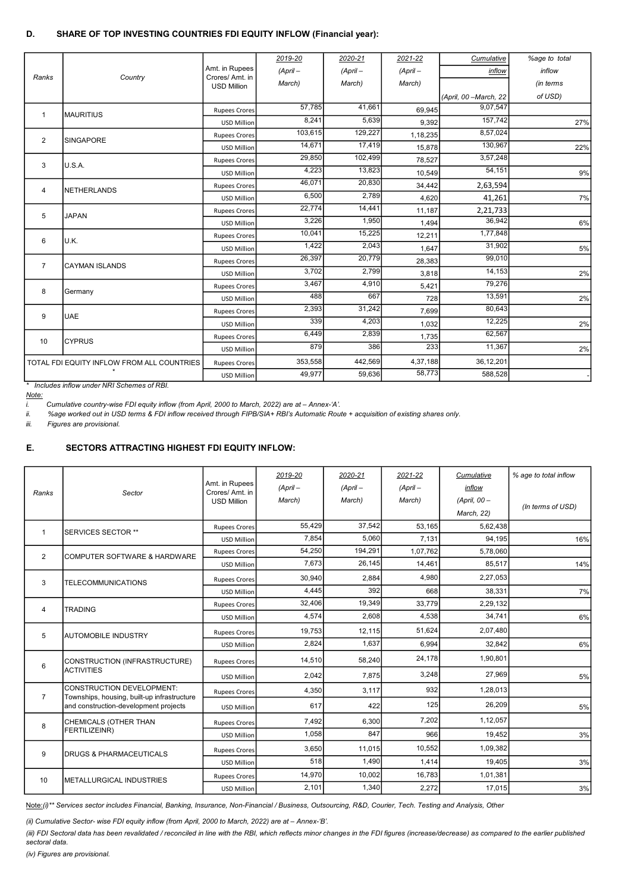## D. SHARE OF TOP INVESTING COUNTRIES FDI EQUITY INFLOW (Financial year):

| Ranks | Country | Amt. in Rupees Crores/ Amt. in USD Million | 2019-20 (April – March) | 2020-21 (April – March) | 2021-22 (April – March) | Cumulative inflow (April, 00 –March, 22 | %age to total inflow (in terms of USD) |
|---|---|---|---|---|---|---|---|
| 1 | MAURITIUS | Rupees Crores | 57,785 | 41,661 | 69,945 | 9,07,547 | |
| | | USD Million | 8,241 | 5,639 | 9,392 | 157,742 | 27% |
| 2 | SINGAPORE | Rupees Crores | 103,615 | 129,227 | 1,18,235 | 8,57,024 | |
| | | USD Million | 14,671 | 17,419 | 15,878 | 130,967 | 22% |
| 3 | U.S.A. | Rupees Crores | 29,850 | 102,499 | 78,527 | 3,57,248 | |
| | | USD Million | 4,223 | 13,823 | 10,549 | 54,151 | 9% |
| 4 | NETHERLANDS | Rupees Crores | 46,071 | 20,830 | 34,442 | 2,63,594 | |
| | | USD Million | 6,500 | 2,789 | 4,620 | 41,261 | 7% |
| 5 | JAPAN | Rupees Crores | 22,774 | 14,441 | 11,187 | 2,21,733 | |
| | | USD Million | 3,226 | 1,950 | 1,494 | 36,942 | 6% |
| 6 | U.K. | Rupees Crores | 10,041 | 15,225 | 12,211 | 1,77,848 | |
| | | USD Million | 1,422 | 2,043 | 1,647 | 31,902 | 5% |
| 7 | CAYMAN ISLANDS | Rupees Crores | 26,397 | 20,779 | 28,383 | 99,010 | |
| | | USD Million | 3,702 | 2,799 | 3,818 | 14,153 | 2% |
| 8 | Germany | Rupees Crores | 3,467 | 4,910 | 5,421 | 79,276 | |
| | | USD Million | 488 | 667 | 728 | 13,591 | 2% |
| 9 | UAE | Rupees Crores | 2,393 | 31,242 | 7,699 | 80,643 | |
| | | USD Million | 339 | 4,203 | 1,032 | 12,225 | 2% |
| 10 | CYPRUS | Rupees Crores | 6,449 | 2,839 | 1,735 | 62,567 | |
| | | USD Million | 879 | 386 | 233 | 11,367 | 2% |
| TOTAL FDI EQUITY INFLOW FROM ALL COUNTRIES * | | Rupees Crores | 353,558 | 442,569 | 4,37,188 | 36,12,201 | |
| | | USD Million | 49,977 | 59,636 | 58,773 | 588,528 | - |

*\* Includes inflow under NRI Schemes of RBI.*

*Note:*

*i. Cumulative country-wise FDI equity inflow (from April, 2000 to March, 2022) are at – Annex-'A'.*

*ii. %age worked out in USD terms & FDI inflow received through FIPB/SIA+ RBI's Automatic Route + acquisition of existing shares only.*

*iii. Figures are provisional.*

## E. SECTORS ATTRACTING HIGHEST FDI EQUITY INFLOW:

| Ranks | Sector | Amt. in Rupees Crores/ Amt. in USD Million | 2019-20 (April – March) | 2020-21 (April – March) | 2021-22 (April – March) | Cumulative inflow (April, 00 – March, 22) | % age to total inflow (In terms of USD) |
|---|---|---|---|---|---|---|---|
| 1 | SERVICES SECTOR ** | Rupees Crores | 55,429 | 37,542 | 53,165 | 5,62,438 | |
| | | USD Million | 7,854 | 5,060 | 7,131 | 94,195 | 16% |
| 2 | COMPUTER SOFTWARE & HARDWARE | Rupees Crores | 54,250 | 194,291 | 1,07,762 | 5,78,060 | |
| | | USD Million | 7,673 | 26,145 | 14,461 | 85,517 | 14% |
| 3 | TELECOMMUNICATIONS | Rupees Crores | 30,940 | 2,884 | 4,980 | 2,27,053 | |
| | | USD Million | 4,445 | 392 | 668 | 38,331 | 7% |
| 4 | TRADING | Rupees Crores | 32,406 | 19,349 | 33,779 | 2,29,132 | |
| | | USD Million | 4,574 | 2,608 | 4,538 | 34,741 | 6% |
| 5 | AUTOMOBILE INDUSTRY | Rupees Crores | 19,753 | 12,115 | 51,624 | 2,07,480 | |
| | | USD Million | 2,824 | 1,637 | 6,994 | 32,842 | 6% |
| 6 | CONSTRUCTION (INFRASTRUCTURE) ACTIVITIES | Rupees Crores | 14,510 | 58,240 | 24,178 | 1,90,801 | |
| | | USD Million | 2,042 | 7,875 | 3,248 | 27,969 | 5% |
| 7 | CONSTRUCTION DEVELOPMENT: Townships, housing, built-up infrastructure and construction-development projects | Rupees Crores | 4,350 | 3,117 | 932 | 1,28,013 | |
| | | USD Million | 617 | 422 | 125 | 26,209 | 5% |
| 8 | CHEMICALS (OTHER THAN FERTILIZEINR) | Rupees Crores | 7,492 | 6,300 | 7,202 | 1,12,057 | |
| | | USD Million | 1,058 | 847 | 966 | 19,452 | 3% |
| 9 | DRUGS & PHARMACEUTICALS | Rupees Crores | 3,650 | 11,015 | 10,552 | 1,09,382 | |
| | | USD Million | 518 | 1,490 | 1,414 | 19,405 | 3% |
| 10 | METALLURGICAL INDUSTRIES | Rupees Crores | 14,970 | 10,002 | 16,783 | 1,01,381 | |
| | | USD Million | 2,101 | 1,340 | 2,272 | 17,015 | 3% |

*Note:(i)\*\* Services sector includes Financial, Banking, Insurance, Non-Financial / Business, Outsourcing, R&D, Courier, Tech. Testing and Analysis, Other*

*(ii) Cumulative Sector- wise FDI equity inflow (from April, 2000 to March, 2022) are at – Annex-'B'.*

*(iii) FDI Sectoral data has been revalidated / reconciled in line with the RBI, which reflects minor changes in the FDI figures (increase/decrease) as compared to the earlier published sectoral data.*

*(iv) Figures are provisional.*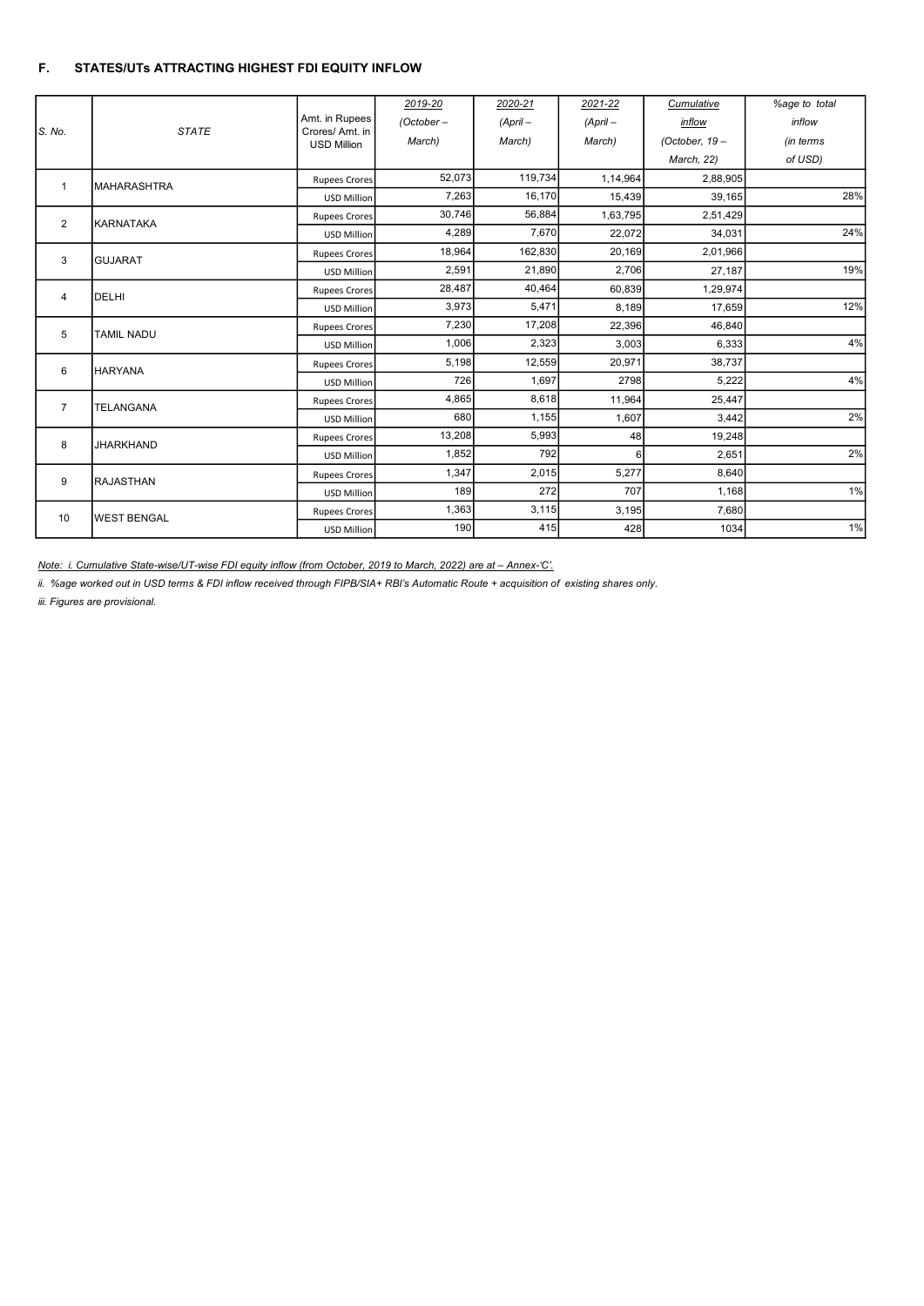## F. STATES/UTs ATTRACTING HIGHEST FDI EQUITY INFLOW

| S. No. | STATE | Amt. in Rupees Crores/ Amt. in USD Million | 2019-20 (October – March) | 2020-21 (April – March) | 2021-22 (April – March) | Cumulative inflow (October, 19 – March, 22) | %age to total inflow (in terms of USD) |
|---|---|---|---|---|---|---|---|
| 1 | MAHARASHTRA | Rupees Crores | 52,073 | 119,734 | 1,14,964 | 2,88,905 | |
| | | USD Million | 7,263 | 16,170 | 15,439 | 39,165 | 28% |
| 2 | KARNATAKA | Rupees Crores | 30,746 | 56,884 | 1,63,795 | 2,51,429 | |
| | | USD Million | 4,289 | 7,670 | 22,072 | 34,031 | 24% |
| 3 | GUJARAT | Rupees Crores | 18,964 | 162,830 | 20,169 | 2,01,966 | |
| | | USD Million | 2,591 | 21,890 | 2,706 | 27,187 | 19% |
| 4 | DELHI | Rupees Crores | 28,487 | 40,464 | 60,839 | 1,29,974 | |
| | | USD Million | 3,973 | 5,471 | 8,189 | 17,659 | 12% |
| 5 | TAMIL NADU | Rupees Crores | 7,230 | 17,208 | 22,396 | 46,840 | |
| | | USD Million | 1,006 | 2,323 | 3,003 | 6,333 | 4% |
| 6 | HARYANA | Rupees Crores | 5,198 | 12,559 | 20,971 | 38,737 | |
| | | USD Million | 726 | 1,697 | 2798 | 5,222 | 4% |
| 7 | TELANGANA | Rupees Crores | 4,865 | 8,618 | 11,964 | 25,447 | |
| | | USD Million | 680 | 1,155 | 1,607 | 3,442 | 2% |
| 8 | JHARKHAND | Rupees Crores | 13,208 | 5,993 | 48 | 19,248 | |
| | | USD Million | 1,852 | 792 | 6 | 2,651 | 2% |
| 9 | RAJASTHAN | Rupees Crores | 1,347 | 2,015 | 5,277 | 8,640 | |
| | | USD Million | 189 | 272 | 707 | 1,168 | 1% |
| 10 | WEST BENGAL | Rupees Crores | 1,363 | 3,115 | 3,195 | 7,680 | |
| | | USD Million | 190 | 415 | 428 | 1034 | 1% |

*Note: i. Cumulative State-wise/UT-wise FDI equity inflow (from October, 2019 to March, 2022) are at – Annex-'C'.*

*ii. %age worked out in USD terms & FDI inflow received through FIPB/SIA+ RBI's Automatic Route + acquisition of existing shares only.*

*iii. Figures are provisional.*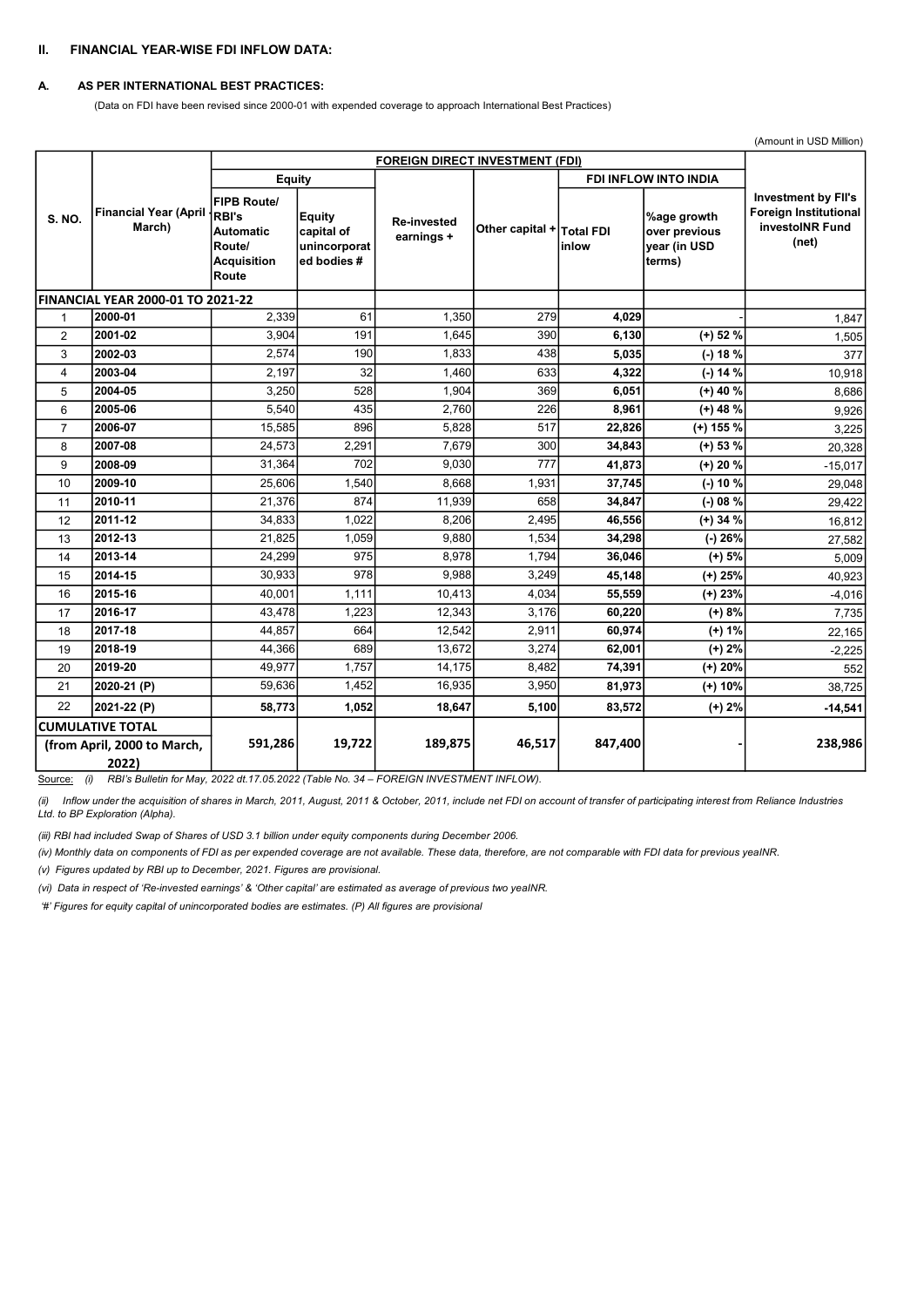## II. FINANCIAL YEAR-WISE FDI INFLOW DATA:

### A. AS PER INTERNATIONAL BEST PRACTICES:

(Data on FDI have been revised since 2000-01 with expended coverage to approach International Best Practices)

(Amount in USD Million)

| S. NO. | Financial Year (April - March) | FOREIGN DIRECT INVESTMENT (FDI) | | | | | | Investment by FII's Foreign Institutional investoINR Fund (net) |
|---|---|---|---|---|---|---|---|---|
| | | Equity | | Re-invested earnings + | Other capital + | FDI INFLOW INTO INDIA | | |
| | | FIPB Route/ RBI's Automatic Route/ Acquisition Route | Equity capital of unincorporated bodies # | | | Total FDI inlow | %age growth over previous year (in USD terms) | |
| **FINANCIAL YEAR 2000-01 TO 2021-22** | | | | | | | | |
| 1 | 2000-01 | 2,339 | 61 | 1,350 | 279 | **4,029** | - | 1,847 |
| 2 | 2001-02 | 3,904 | 191 | 1,645 | 390 | **6,130** | **(+) 52 %** | 1,505 |
| 3 | 2002-03 | 2,574 | 190 | 1,833 | 438 | **5,035** | **(-) 18 %** | 377 |
| 4 | 2003-04 | 2,197 | 32 | 1,460 | 633 | **4,322** | **(-) 14 %** | 10,918 |
| 5 | 2004-05 | 3,250 | 528 | 1,904 | 369 | **6,051** | **(+) 40 %** | 8,686 |
| 6 | 2005-06 | 5,540 | 435 | 2,760 | 226 | **8,961** | **(+) 48 %** | 9,926 |
| 7 | 2006-07 | 15,585 | 896 | 5,828 | 517 | **22,826** | **(+) 155 %** | 3,225 |
| 8 | 2007-08 | 24,573 | 2,291 | 7,679 | 300 | **34,843** | **(+) 53 %** | 20,328 |
| 9 | 2008-09 | 31,364 | 702 | 9,030 | 777 | **41,873** | **(+) 20 %** | -15,017 |
| 10 | 2009-10 | 25,606 | 1,540 | 8,668 | 1,931 | **37,745** | **(-) 10 %** | 29,048 |
| 11 | 2010-11 | 21,376 | 874 | 11,939 | 658 | **34,847** | **(-) 08 %** | 29,422 |
| 12 | 2011-12 | 34,833 | 1,022 | 8,206 | 2,495 | **46,556** | **(+) 34 %** | 16,812 |
| 13 | 2012-13 | 21,825 | 1,059 | 9,880 | 1,534 | **34,298** | **(-) 26%** | 27,582 |
| 14 | 2013-14 | 24,299 | 975 | 8,978 | 1,794 | **36,046** | **(+) 5%** | 5,009 |
| 15 | 2014-15 | 30,933 | 978 | 9,988 | 3,249 | **45,148** | **(+) 25%** | 40,923 |
| 16 | 2015-16 | 40,001 | 1,111 | 10,413 | 4,034 | **55,559** | **(+) 23%** | -4,016 |
| 17 | 2016-17 | 43,478 | 1,223 | 12,343 | 3,176 | **60,220** | **(+) 8%** | 7,735 |
| 18 | 2017-18 | 44,857 | 664 | 12,542 | 2,911 | **60,974** | **(+) 1%** | 22,165 |
| 19 | 2018-19 | 44,366 | 689 | 13,672 | 3,274 | **62,001** | **(+) 2%** | -2,225 |
| 20 | 2019-20 | 49,977 | 1,757 | 14,175 | 8,482 | **74,391** | **(+) 20%** | 552 |
| 21 | 2020-21 (P) | 59,636 | 1,452 | 16,935 | 3,950 | **81,973** | **(+) 10%** | 38,725 |
| 22 | 2021-22 (P) | **58,773** | **1,052** | **18,647** | **5,100** | **83,572** | **(+) 2%** | **-14,541** |
| **CUMULATIVE TOTAL (from April, 2000 to March, 2022)** | | **591,286** | **19,722** | **189,875** | **46,517** | **847,400** | **-** | **238,986** |

Source: *(i) RBI's Bulletin for May, 2022 dt.17.05.2022 (Table No. 34 – FOREIGN INVESTMENT INFLOW).*

*(ii) Inflow under the acquisition of shares in March, 2011, August, 2011 & October, 2011, include net FDI on account of transfer of participating interest from Reliance Industries Ltd. to BP Exploration (Alpha).*

*(iii) RBI had included Swap of Shares of USD 3.1 billion under equity components during December 2006.*

*(iv) Monthly data on components of FDI as per expended coverage are not available. These data, therefore, are not comparable with FDI data for previous yeaINR.*

*(v) Figures updated by RBI up to December, 2021. Figures are provisional.*

*(vi) Data in respect of 'Re-invested earnings' & 'Other capital' are estimated as average of previous two yeaINR.*

*'#' Figures for equity capital of unincorporated bodies are estimates. (P) All figures are provisional*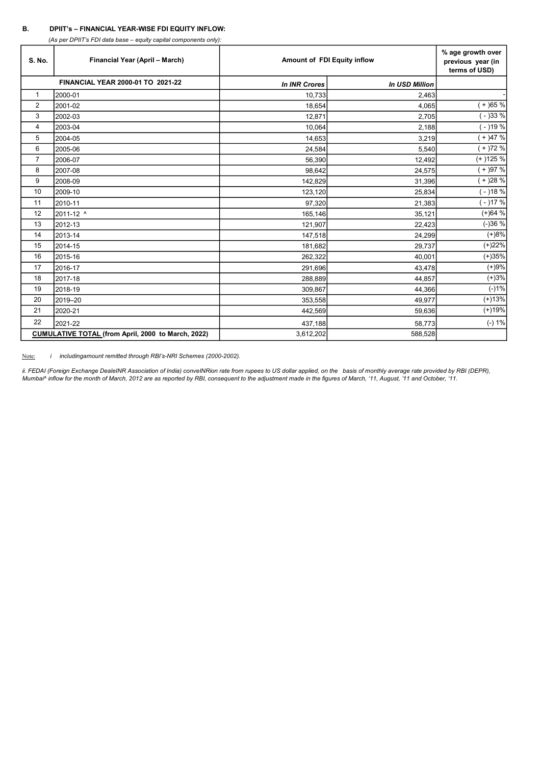**B. DPIIT's – FINANCIAL YEAR-WISE FDI EQUITY INFLOW:**

*(As per DPIIT's FDI data base – equity capital components only):*

| S. No. | Financial Year (April – March) | Amount of FDI Equity inflow | | % age growth over previous year (in terms of USD) |
|---|---|---|---|---|
| FINANCIAL YEAR 2000-01 TO 2021-22 | | *In INR Crores* | *In USD Million* | |
| 1 | 2000-01 | 10,733 | 2,463 | - |
| 2 | 2001-02 | 18,654 | 4,065 | ( + )65 % |
| 3 | 2002-03 | 12,871 | 2,705 | ( - )33 % |
| 4 | 2003-04 | 10,064 | 2,188 | ( - )19 % |
| 5 | 2004-05 | 14,653 | 3,219 | ( + )47 % |
| 6 | 2005-06 | 24,584 | 5,540 | ( + )72 % |
| 7 | 2006-07 | 56,390 | 12,492 | (+ )125 % |
| 8 | 2007-08 | 98,642 | 24,575 | ( + )97 % |
| 9 | 2008-09 | 142,829 | 31,396 | ( + )28 % |
| 10 | 2009-10 | 123,120 | 25,834 | ( - )18 % |
| 11 | 2010-11 | 97,320 | 21,383 | ( - )17 % |
| 12 | 2011-12 ^ | 165,146 | 35,121 | (+)64 % |
| 13 | 2012-13 | 121,907 | 22,423 | (-)36 % |
| 14 | 2013-14 | 147,518 | 24,299 | (+)8% |
| 15 | 2014-15 | 181,682 | 29,737 | (+)22% |
| 16 | 2015-16 | 262,322 | 40,001 | (+)35% |
| 17 | 2016-17 | 291,696 | 43,478 | (+)9% |
| 18 | 2017-18 | 288,889 | 44,857 | (+)3% |
| 19 | 2018-19 | 309,867 | 44,366 | (-)1% |
| 20 | 2019–20 | 353,558 | 49,977 | (+)13% |
| 21 | 2020-21 | 442,569 | 59,636 | (+)19% |
| 22 | 2021-22 | 437,188 | 58,773 | (-) 1% |
| **CUMULATIVE TOTAL (from April, 2000 to March, 2022)** | | 3,612,202 | 588,528 | |

Note: *i includingamount remitted through RBI's-NRI Schemes (2000-2002).*

*ii. FEDAI (Foreign Exchange DealeINR Association of India) conveINRion rate from rupees to US dollar applied, on the basis of monthly average rate provided by RBI (DEPR), Mumbai^ inflow for the month of March, 2012 are as reported by RBI, consequent to the adjustment made in the figures of March, '11, August, '11 and October, '11.*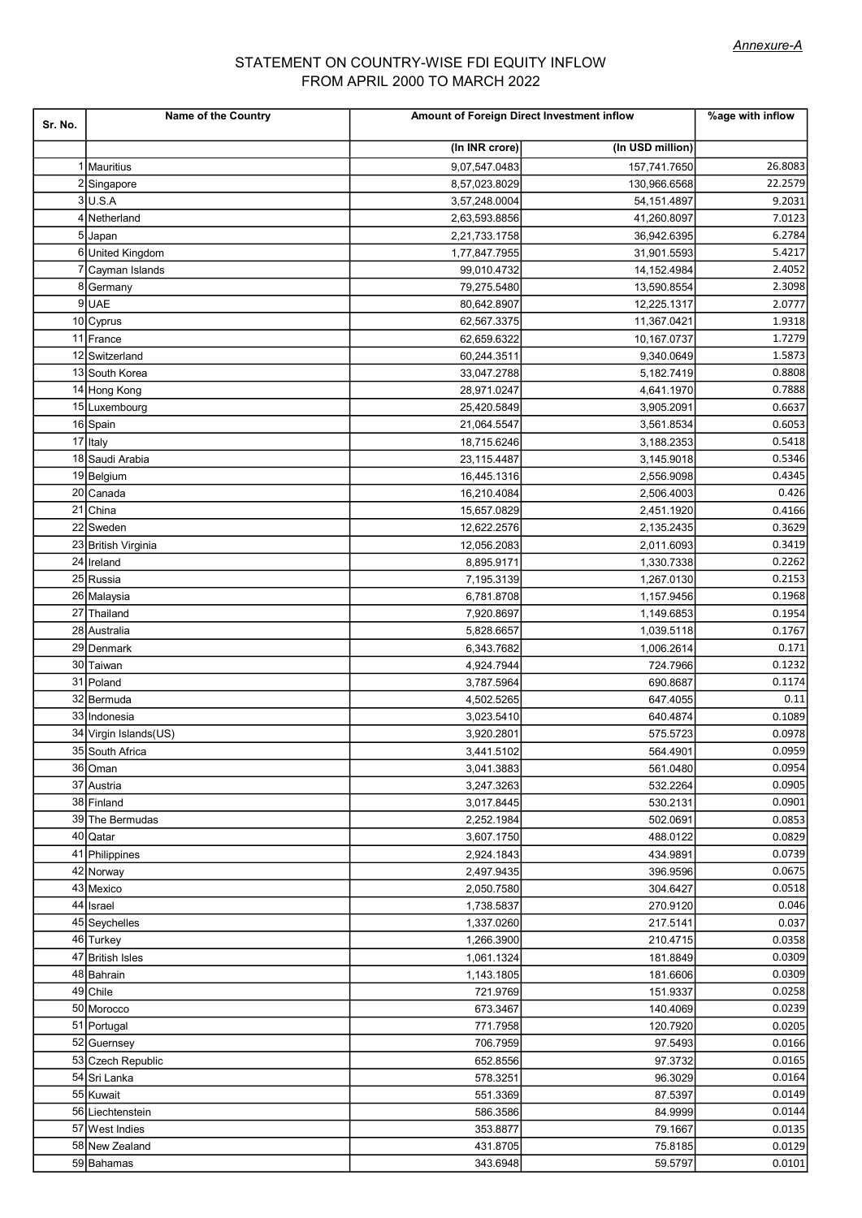*Annexure-A*

# STATEMENT ON COUNTRY-WISE FDI EQUITY INFLOW FROM APRIL 2000 TO MARCH 2022

| Sr. No. | Name of the Country | Amount of Foreign Direct Investment inflow | | %age with inflow |
|---|---|---|---|---|
| | | (In INR crore) | (In USD million) | |
| 1 | Mauritius | 9,07,547.0483 | 157,741.7650 | 26.8083 |
| 2 | Singapore | 8,57,023.8029 | 130,966.6568 | 22.2579 |
| 3 | U.S.A | 3,57,248.0004 | 54,151.4897 | 9.2031 |
| 4 | Netherland | 2,63,593.8856 | 41,260.8097 | 7.0123 |
| 5 | Japan | 2,21,733.1758 | 36,942.6395 | 6.2784 |
| 6 | United Kingdom | 1,77,847.7955 | 31,901.5593 | 5.4217 |
| 7 | Cayman Islands | 99,010.4732 | 14,152.4984 | 2.4052 |
| 8 | Germany | 79,275.5480 | 13,590.8554 | 2.3098 |
| 9 | UAE | 80,642.8907 | 12,225.1317 | 2.0777 |
| 10 | Cyprus | 62,567.3375 | 11,367.0421 | 1.9318 |
| 11 | France | 62,659.6322 | 10,167.0737 | 1.7279 |
| 12 | Switzerland | 60,244.3511 | 9,340.0649 | 1.5873 |
| 13 | South Korea | 33,047.2788 | 5,182.7419 | 0.8808 |
| 14 | Hong Kong | 28,971.0247 | 4,641.1970 | 0.7888 |
| 15 | Luxembourg | 25,420.5849 | 3,905.2091 | 0.6637 |
| 16 | Spain | 21,064.5547 | 3,561.8534 | 0.6053 |
| 17 | Italy | 18,715.6246 | 3,188.2353 | 0.5418 |
| 18 | Saudi Arabia | 23,115.4487 | 3,145.9018 | 0.5346 |
| 19 | Belgium | 16,445.1316 | 2,556.9098 | 0.4345 |
| 20 | Canada | 16,210.4084 | 2,506.4003 | 0.426 |
| 21 | China | 15,657.0829 | 2,451.1920 | 0.4166 |
| 22 | Sweden | 12,622.2576 | 2,135.2435 | 0.3629 |
| 23 | British Virginia | 12,056.2083 | 2,011.6093 | 0.3419 |
| 24 | Ireland | 8,895.9171 | 1,330.7338 | 0.2262 |
| 25 | Russia | 7,195.3139 | 1,267.0130 | 0.2153 |
| 26 | Malaysia | 6,781.8708 | 1,157.9456 | 0.1968 |
| 27 | Thailand | 7,920.8697 | 1,149.6853 | 0.1954 |
| 28 | Australia | 5,828.6657 | 1,039.5118 | 0.1767 |
| 29 | Denmark | 6,343.7682 | 1,006.2614 | 0.171 |
| 30 | Taiwan | 4,924.7944 | 724.7966 | 0.1232 |
| 31 | Poland | 3,787.5964 | 690.8687 | 0.1174 |
| 32 | Bermuda | 4,502.5265 | 647.4055 | 0.11 |
| 33 | Indonesia | 3,023.5410 | 640.4874 | 0.1089 |
| 34 | Virgin Islands(US) | 3,920.2801 | 575.5723 | 0.0978 |
| 35 | South Africa | 3,441.5102 | 564.4901 | 0.0959 |
| 36 | Oman | 3,041.3883 | 561.0480 | 0.0954 |
| 37 | Austria | 3,247.3263 | 532.2264 | 0.0905 |
| 38 | Finland | 3,017.8445 | 530.2131 | 0.0901 |
| 39 | The Bermudas | 2,252.1984 | 502.0691 | 0.0853 |
| 40 | Qatar | 3,607.1750 | 488.0122 | 0.0829 |
| 41 | Philippines | 2,924.1843 | 434.9891 | 0.0739 |
| 42 | Norway | 2,497.9435 | 396.9596 | 0.0675 |
| 43 | Mexico | 2,050.7580 | 304.6427 | 0.0518 |
| 44 | Israel | 1,738.5837 | 270.9120 | 0.046 |
| 45 | Seychelles | 1,337.0260 | 217.5141 | 0.037 |
| 46 | Turkey | 1,266.3900 | 210.4715 | 0.0358 |
| 47 | British Isles | 1,061.1324 | 181.8849 | 0.0309 |
| 48 | Bahrain | 1,143.1805 | 181.6606 | 0.0309 |
| 49 | Chile | 721.9769 | 151.9337 | 0.0258 |
| 50 | Morocco | 673.3467 | 140.4069 | 0.0239 |
| 51 | Portugal | 771.7958 | 120.7920 | 0.0205 |
| 52 | Guernsey | 706.7959 | 97.5493 | 0.0166 |
| 53 | Czech Republic | 652.8556 | 97.3732 | 0.0165 |
| 54 | Sri Lanka | 578.3251 | 96.3029 | 0.0164 |
| 55 | Kuwait | 551.3369 | 87.5397 | 0.0149 |
| 56 | Liechtenstein | 586.3586 | 84.9999 | 0.0144 |
| 57 | West Indies | 353.8877 | 79.1667 | 0.0135 |
| 58 | New Zealand | 431.8705 | 75.8185 | 0.0129 |
| 59 | Bahamas | 343.6948 | 59.5797 | 0.0101 |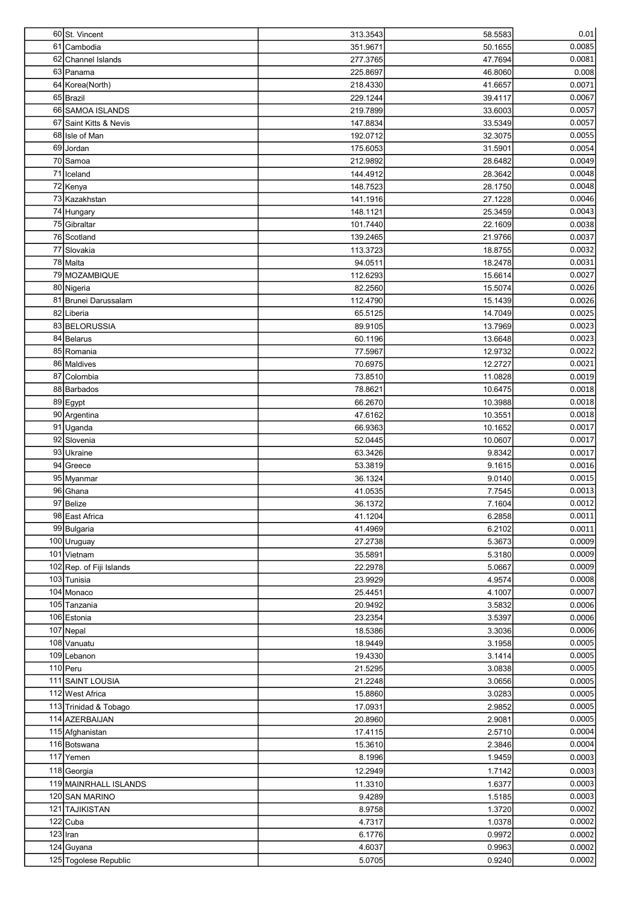| | | | | |
|---|---|---|---|---|
| 60 | St. Vincent | 313.3543 | 58.5583 | 0.01 |
| 61 | Cambodia | 351.9671 | 50.1655 | 0.0085 |
| 62 | Channel Islands | 277.3765 | 47.7694 | 0.0081 |
| 63 | Panama | 225.8697 | 46.8060 | 0.008 |
| 64 | Korea(North) | 218.4330 | 41.6657 | 0.0071 |
| 65 | Brazil | 229.1244 | 39.4117 | 0.0067 |
| 66 | SAMOA ISLANDS | 219.7899 | 33.6003 | 0.0057 |
| 67 | Saint Kitts & Nevis | 147.8834 | 33.5349 | 0.0057 |
| 68 | Isle of Man | 192.0712 | 32.3075 | 0.0055 |
| 69 | Jordan | 175.6053 | 31.5901 | 0.0054 |
| 70 | Samoa | 212.9892 | 28.6482 | 0.0049 |
| 71 | Iceland | 144.4912 | 28.3642 | 0.0048 |
| 72 | Kenya | 148.7523 | 28.1750 | 0.0048 |
| 73 | Kazakhstan | 141.1916 | 27.1228 | 0.0046 |
| 74 | Hungary | 148.1121 | 25.3459 | 0.0043 |
| 75 | Gibraltar | 101.7440 | 22.1609 | 0.0038 |
| 76 | Scotland | 139.2465 | 21.9766 | 0.0037 |
| 77 | Slovakia | 113.3723 | 18.8755 | 0.0032 |
| 78 | Malta | 94.0511 | 18.2478 | 0.0031 |
| 79 | MOZAMBIQUE | 112.6293 | 15.6614 | 0.0027 |
| 80 | Nigeria | 82.2560 | 15.5074 | 0.0026 |
| 81 | Brunei Darussalam | 112.4790 | 15.1439 | 0.0026 |
| 82 | Liberia | 65.5125 | 14.7049 | 0.0025 |
| 83 | BELORUSSIA | 89.9105 | 13.7969 | 0.0023 |
| 84 | Belarus | 60.1196 | 13.6648 | 0.0023 |
| 85 | Romania | 77.5967 | 12.9732 | 0.0022 |
| 86 | Maldives | 70.6975 | 12.2727 | 0.0021 |
| 87 | Colombia | 73.8510 | 11.0828 | 0.0019 |
| 88 | Barbados | 78.8621 | 10.6475 | 0.0018 |
| 89 | Egypt | 66.2670 | 10.3988 | 0.0018 |
| 90 | Argentina | 47.6162 | 10.3551 | 0.0018 |
| 91 | Uganda | 66.9363 | 10.1652 | 0.0017 |
| 92 | Slovenia | 52.0445 | 10.0607 | 0.0017 |
| 93 | Ukraine | 63.3426 | 9.8342 | 0.0017 |
| 94 | Greece | 53.3819 | 9.1615 | 0.0016 |
| 95 | Myanmar | 36.1324 | 9.0140 | 0.0015 |
| 96 | Ghana | 41.0535 | 7.7545 | 0.0013 |
| 97 | Belize | 36.1372 | 7.1604 | 0.0012 |
| 98 | East Africa | 41.1204 | 6.2858 | 0.0011 |
| 99 | Bulgaria | 41.4969 | 6.2102 | 0.0011 |
| 100 | Uruguay | 27.2738 | 5.3673 | 0.0009 |
| 101 | Vietnam | 35.5891 | 5.3180 | 0.0009 |
| 102 | Rep. of Fiji Islands | 22.2978 | 5.0667 | 0.0009 |
| 103 | Tunisia | 23.9929 | 4.9574 | 0.0008 |
| 104 | Monaco | 25.4451 | 4.1007 | 0.0007 |
| 105 | Tanzania | 20.9492 | 3.5832 | 0.0006 |
| 106 | Estonia | 23.2354 | 3.5397 | 0.0006 |
| 107 | Nepal | 18.5386 | 3.3036 | 0.0006 |
| 108 | Vanuatu | 18.9449 | 3.1958 | 0.0005 |
| 109 | Lebanon | 19.4330 | 3.1414 | 0.0005 |
| 110 | Peru | 21.5295 | 3.0838 | 0.0005 |
| 111 | SAINT LOUSIA | 21.2248 | 3.0656 | 0.0005 |
| 112 | West Africa | 15.8860 | 3.0283 | 0.0005 |
| 113 | Trinidad & Tobago | 17.0931 | 2.9852 | 0.0005 |
| 114 | AZERBAIJAN | 20.8960 | 2.9081 | 0.0005 |
| 115 | Afghanistan | 17.4115 | 2.5710 | 0.0004 |
| 116 | Botswana | 15.3610 | 2.3846 | 0.0004 |
| 117 | Yemen | 8.1996 | 1.9459 | 0.0003 |
| 118 | Georgia | 12.2949 | 1.7142 | 0.0003 |
| 119 | MAINRHALL ISLANDS | 11.3310 | 1.6377 | 0.0003 |
| 120 | SAN MARINO | 9.4289 | 1.5185 | 0.0003 |
| 121 | TAJIKISTAN | 8.9758 | 1.3720 | 0.0002 |
| 122 | Cuba | 4.7317 | 1.0378 | 0.0002 |
| 123 | Iran | 6.1776 | 0.9972 | 0.0002 |
| 124 | Guyana | 4.6037 | 0.9963 | 0.0002 |
| 125 | Togolese Republic | 5.0705 | 0.9240 | 0.0002 |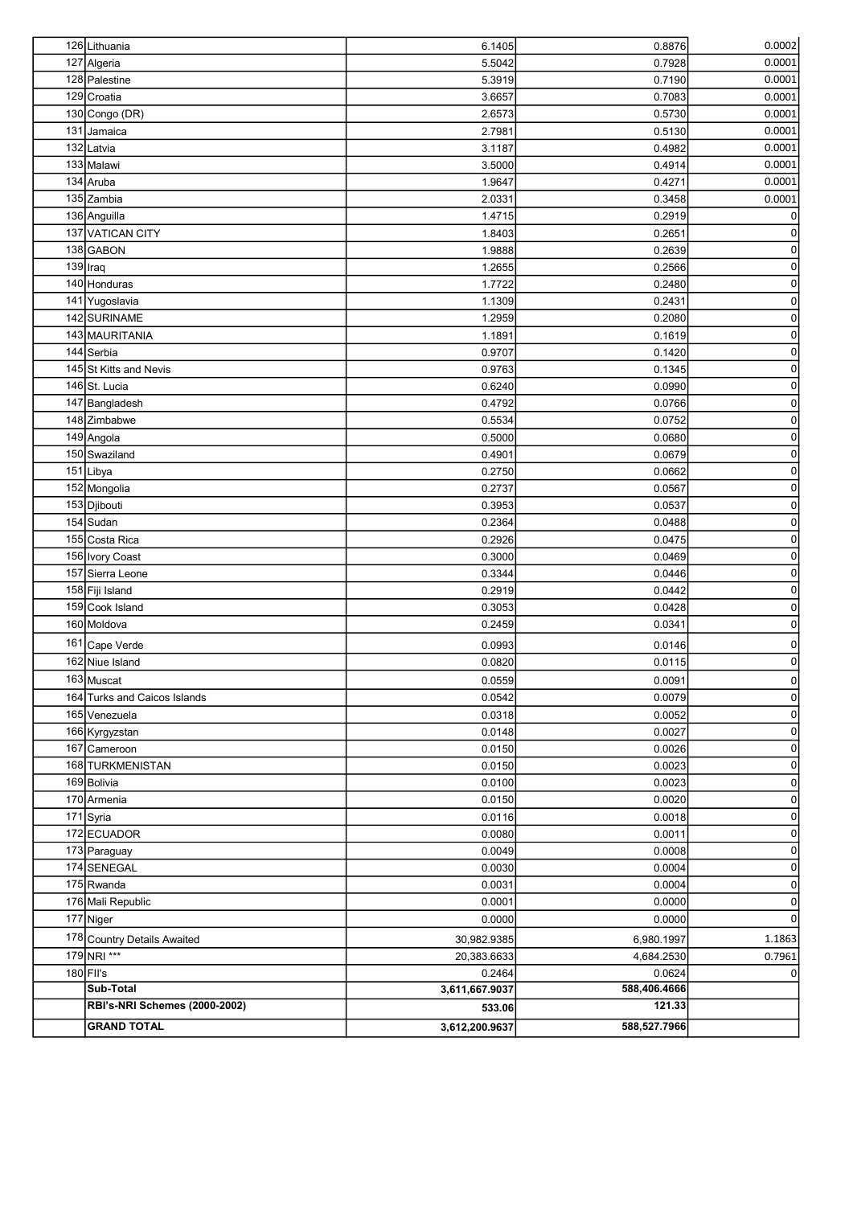| | | | | |
|---|---|---|---|---|
| 126 | Lithuania | 6.1405 | 0.8876 | 0.0002 |
| 127 | Algeria | 5.5042 | 0.7928 | 0.0001 |
| 128 | Palestine | 5.3919 | 0.7190 | 0.0001 |
| 129 | Croatia | 3.6657 | 0.7083 | 0.0001 |
| 130 | Congo (DR) | 2.6573 | 0.5730 | 0.0001 |
| 131 | Jamaica | 2.7981 | 0.5130 | 0.0001 |
| 132 | Latvia | 3.1187 | 0.4982 | 0.0001 |
| 133 | Malawi | 3.5000 | 0.4914 | 0.0001 |
| 134 | Aruba | 1.9647 | 0.4271 | 0.0001 |
| 135 | Zambia | 2.0331 | 0.3458 | 0.0001 |
| 136 | Anguilla | 1.4715 | 0.2919 | 0 |
| 137 | VATICAN CITY | 1.8403 | 0.2651 | 0 |
| 138 | GABON | 1.9888 | 0.2639 | 0 |
| 139 | Iraq | 1.2655 | 0.2566 | 0 |
| 140 | Honduras | 1.7722 | 0.2480 | 0 |
| 141 | Yugoslavia | 1.1309 | 0.2431 | 0 |
| 142 | SURINAME | 1.2959 | 0.2080 | 0 |
| 143 | MAURITANIA | 1.1891 | 0.1619 | 0 |
| 144 | Serbia | 0.9707 | 0.1420 | 0 |
| 145 | St Kitts and Nevis | 0.9763 | 0.1345 | 0 |
| 146 | St. Lucia | 0.6240 | 0.0990 | 0 |
| 147 | Bangladesh | 0.4792 | 0.0766 | 0 |
| 148 | Zimbabwe | 0.5534 | 0.0752 | 0 |
| 149 | Angola | 0.5000 | 0.0680 | 0 |
| 150 | Swaziland | 0.4901 | 0.0679 | 0 |
| 151 | Libya | 0.2750 | 0.0662 | 0 |
| 152 | Mongolia | 0.2737 | 0.0567 | 0 |
| 153 | Djibouti | 0.3953 | 0.0537 | 0 |
| 154 | Sudan | 0.2364 | 0.0488 | 0 |
| 155 | Costa Rica | 0.2926 | 0.0475 | 0 |
| 156 | Ivory Coast | 0.3000 | 0.0469 | 0 |
| 157 | Sierra Leone | 0.3344 | 0.0446 | 0 |
| 158 | Fiji Island | 0.2919 | 0.0442 | 0 |
| 159 | Cook Island | 0.3053 | 0.0428 | 0 |
| 160 | Moldova | 0.2459 | 0.0341 | 0 |
| 161 | Cape Verde | 0.0993 | 0.0146 | 0 |
| 162 | Niue Island | 0.0820 | 0.0115 | 0 |
| 163 | Muscat | 0.0559 | 0.0091 | 0 |
| 164 | Turks and Caicos Islands | 0.0542 | 0.0079 | 0 |
| 165 | Venezuela | 0.0318 | 0.0052 | 0 |
| 166 | Kyrgyzstan | 0.0148 | 0.0027 | 0 |
| 167 | Cameroon | 0.0150 | 0.0026 | 0 |
| 168 | TURKMENISTAN | 0.0150 | 0.0023 | 0 |
| 169 | Bolivia | 0.0100 | 0.0023 | 0 |
| 170 | Armenia | 0.0150 | 0.0020 | 0 |
| 171 | Syria | 0.0116 | 0.0018 | 0 |
| 172 | ECUADOR | 0.0080 | 0.0011 | 0 |
| 173 | Paraguay | 0.0049 | 0.0008 | 0 |
| 174 | SENEGAL | 0.0030 | 0.0004 | 0 |
| 175 | Rwanda | 0.0031 | 0.0004 | 0 |
| 176 | Mali Republic | 0.0001 | 0.0000 | 0 |
| 177 | Niger | 0.0000 | 0.0000 | 0 |
| 178 | Country Details Awaited | 30,982.9385 | 6,980.1997 | 1.1863 |
| 179 | NRI *** | 20,383.6633 | 4,684.2530 | 0.7961 |
| 180 | FII's | 0.2464 | 0.0624 | 0 |
| | **Sub-Total** | **3,611,667.9037** | **588,406.4666** | |
| | **RBI's-NRI Schemes (2000-2002)** | **533.06** | **121.33** | |
| | **GRAND TOTAL** | **3,612,200.9637** | **588,527.7966** | |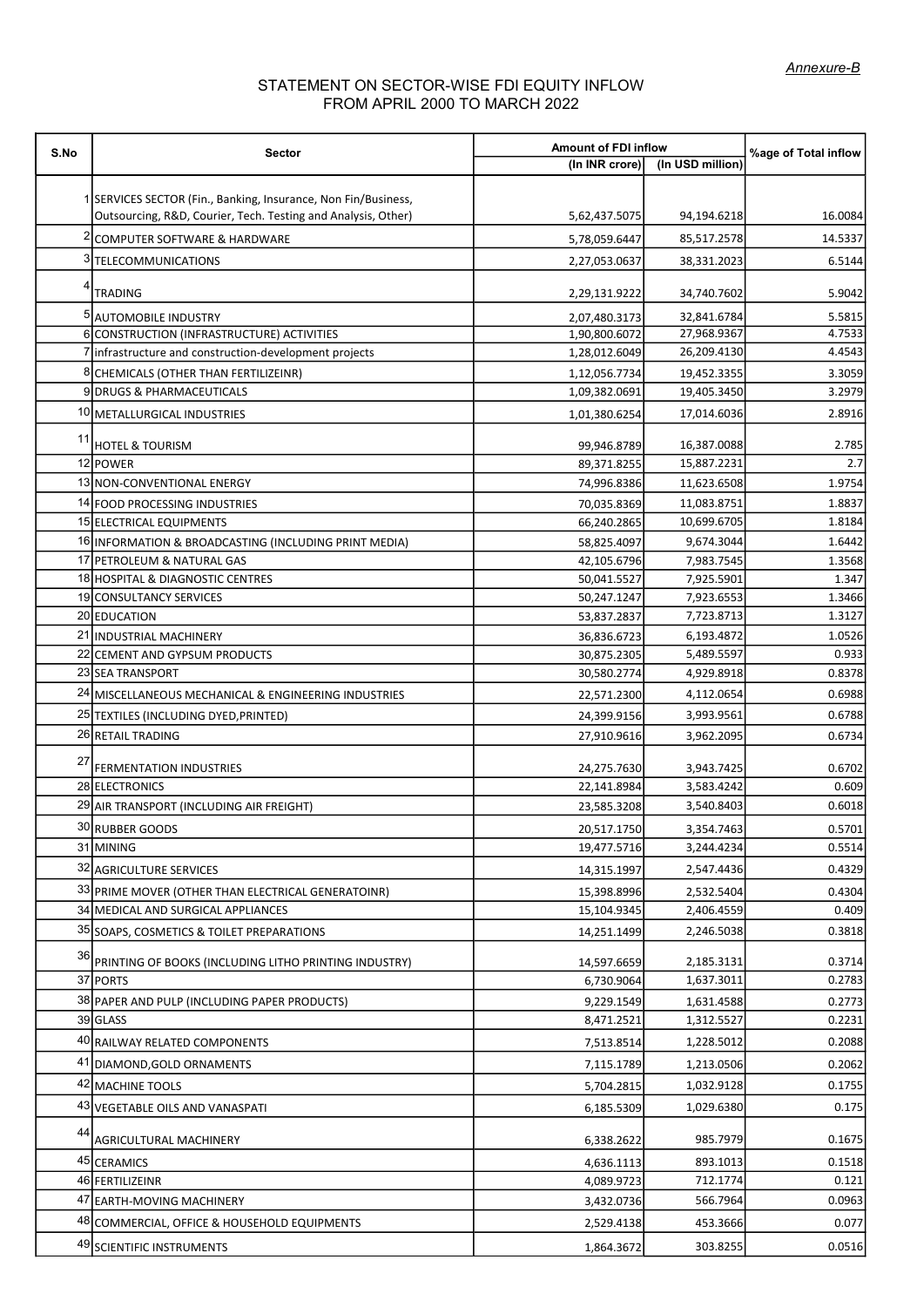*Annexure-B*

# STATEMENT ON SECTOR-WISE FDI EQUITY INFLOW FROM APRIL 2000 TO MARCH 2022

| S.No | Sector | Amount of FDI inflow | | %age of Total inflow |
|---|---|---|---|---|
| | | (In INR crore) | (In USD million) | |
| 1 | SERVICES SECTOR (Fin., Banking, Insurance, Non Fin/Business, Outsourcing, R&D, Courier, Tech. Testing and Analysis, Other) | 5,62,437.5075 | 94,194.6218 | 16.0084 |
| 2 | COMPUTER SOFTWARE & HARDWARE | 5,78,059.6447 | 85,517.2578 | 14.5337 |
| 3 | TELECOMMUNICATIONS | 2,27,053.0637 | 38,331.2023 | 6.5144 |
| 4 | TRADING | 2,29,131.9222 | 34,740.7602 | 5.9042 |
| 5 | AUTOMOBILE INDUSTRY | 2,07,480.3173 | 32,841.6784 | 5.5815 |
| 6 | CONSTRUCTION (INFRASTRUCTURE) ACTIVITIES | 1,90,800.6072 | 27,968.9367 | 4.7533 |
| 7 | infrastructure and construction-development projects | 1,28,012.6049 | 26,209.4130 | 4.4543 |
| 8 | CHEMICALS (OTHER THAN FERTILIZEINR) | 1,12,056.7734 | 19,452.3355 | 3.3059 |
| 9 | DRUGS & PHARMACEUTICALS | 1,09,382.0691 | 19,405.3450 | 3.2979 |
| 10 | METALLURGICAL INDUSTRIES | 1,01,380.6254 | 17,014.6036 | 2.8916 |
| 11 | HOTEL & TOURISM | 99,946.8789 | 16,387.0088 | 2.785 |
| 12 | POWER | 89,371.8255 | 15,887.2231 | 2.7 |
| 13 | NON-CONVENTIONAL ENERGY | 74,996.8386 | 11,623.6508 | 1.9754 |
| 14 | FOOD PROCESSING INDUSTRIES | 70,035.8369 | 11,083.8751 | 1.8837 |
| 15 | ELECTRICAL EQUIPMENTS | 66,240.2865 | 10,699.6705 | 1.8184 |
| 16 | INFORMATION & BROADCASTING (INCLUDING PRINT MEDIA) | 58,825.4097 | 9,674.3044 | 1.6442 |
| 17 | PETROLEUM & NATURAL GAS | 42,105.6796 | 7,983.7545 | 1.3568 |
| 18 | HOSPITAL & DIAGNOSTIC CENTRES | 50,041.5527 | 7,925.5901 | 1.347 |
| 19 | CONSULTANCY SERVICES | 50,247.1247 | 7,923.6553 | 1.3466 |
| 20 | EDUCATION | 53,837.2837 | 7,723.8713 | 1.3127 |
| 21 | INDUSTRIAL MACHINERY | 36,836.6723 | 6,193.4872 | 1.0526 |
| 22 | CEMENT AND GYPSUM PRODUCTS | 30,875.2305 | 5,489.5597 | 0.933 |
| 23 | SEA TRANSPORT | 30,580.2774 | 4,929.8918 | 0.8378 |
| 24 | MISCELLANEOUS MECHANICAL & ENGINEERING INDUSTRIES | 22,571.2300 | 4,112.0654 | 0.6988 |
| 25 | TEXTILES (INCLUDING DYED,PRINTED) | 24,399.9156 | 3,993.9561 | 0.6788 |
| 26 | RETAIL TRADING | 27,910.9616 | 3,962.2095 | 0.6734 |
| 27 | FERMENTATION INDUSTRIES | 24,275.7630 | 3,943.7425 | 0.6702 |
| 28 | ELECTRONICS | 22,141.8984 | 3,583.4242 | 0.609 |
| 29 | AIR TRANSPORT (INCLUDING AIR FREIGHT) | 23,585.3208 | 3,540.8403 | 0.6018 |
| 30 | RUBBER GOODS | 20,517.1750 | 3,354.7463 | 0.5701 |
| 31 | MINING | 19,477.5716 | 3,244.4234 | 0.5514 |
| 32 | AGRICULTURE SERVICES | 14,315.1997 | 2,547.4436 | 0.4329 |
| 33 | PRIME MOVER (OTHER THAN ELECTRICAL GENERATOINR) | 15,398.8996 | 2,532.5404 | 0.4304 |
| 34 | MEDICAL AND SURGICAL APPLIANCES | 15,104.9345 | 2,406.4559 | 0.409 |
| 35 | SOAPS, COSMETICS & TOILET PREPARATIONS | 14,251.1499 | 2,246.5038 | 0.3818 |
| 36 | PRINTING OF BOOKS (INCLUDING LITHO PRINTING INDUSTRY) | 14,597.6659 | 2,185.3131 | 0.3714 |
| 37 | PORTS | 6,730.9064 | 1,637.3011 | 0.2783 |
| 38 | PAPER AND PULP (INCLUDING PAPER PRODUCTS) | 9,229.1549 | 1,631.4588 | 0.2773 |
| 39 | GLASS | 8,471.2521 | 1,312.5527 | 0.2231 |
| 40 | RAILWAY RELATED COMPONENTS | 7,513.8514 | 1,228.5012 | 0.2088 |
| 41 | DIAMOND,GOLD ORNAMENTS | 7,115.1789 | 1,213.0506 | 0.2062 |
| 42 | MACHINE TOOLS | 5,704.2815 | 1,032.9128 | 0.1755 |
| 43 | VEGETABLE OILS AND VANASPATI | 6,185.5309 | 1,029.6380 | 0.175 |
| 44 | AGRICULTURAL MACHINERY | 6,338.2622 | 985.7979 | 0.1675 |
| 45 | CERAMICS | 4,636.1113 | 893.1013 | 0.1518 |
| 46 | FERTILIZEINR | 4,089.9723 | 712.1774 | 0.121 |
| 47 | EARTH-MOVING MACHINERY | 3,432.0736 | 566.7964 | 0.0963 |
| 48 | COMMERCIAL, OFFICE & HOUSEHOLD EQUIPMENTS | 2,529.4138 | 453.3666 | 0.077 |
| 49 | SCIENTIFIC INSTRUMENTS | 1,864.3672 | 303.8255 | 0.0516 |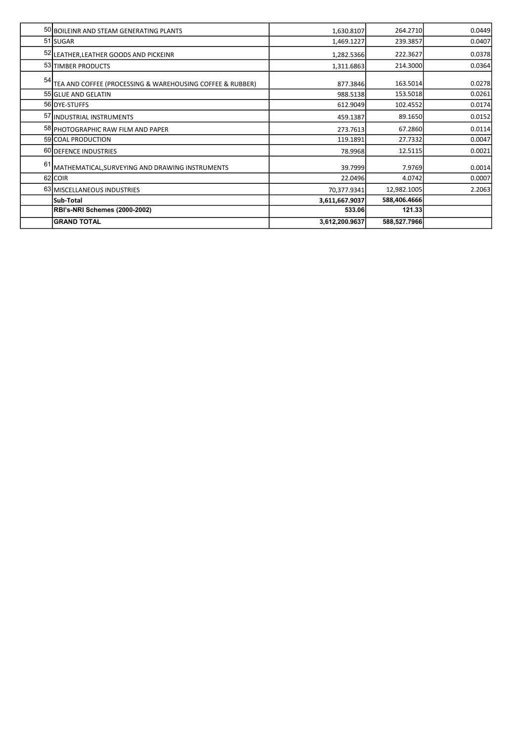| | | | | |
|---|---|---|---|---|
| 50 | BOILEINR AND STEAM GENERATING PLANTS | 1,630.8107 | 264.2710 | 0.0449 |
| 51 | SUGAR | 1,469.1227 | 239.3857 | 0.0407 |
| 52 | LEATHER,LEATHER GOODS AND PICKEINR | 1,282.5366 | 222.3627 | 0.0378 |
| 53 | TIMBER PRODUCTS | 1,311.6863 | 214.3000 | 0.0364 |
| 54 | TEA AND COFFEE (PROCESSING & WAREHOUSING COFFEE & RUBBER) | 877.3846 | 163.5014 | 0.0278 |
| 55 | GLUE AND GELATIN | 988.5138 | 153.5018 | 0.0261 |
| 56 | DYE-STUFFS | 612.9049 | 102.4552 | 0.0174 |
| 57 | INDUSTRIAL INSTRUMENTS | 459.1387 | 89.1650 | 0.0152 |
| 58 | PHOTOGRAPHIC RAW FILM AND PAPER | 273.7613 | 67.2860 | 0.0114 |
| 59 | COAL PRODUCTION | 119.1891 | 27.7332 | 0.0047 |
| 60 | DEFENCE INDUSTRIES | 78.9968 | 12.5115 | 0.0021 |
| 61 | MATHEMATICAL,SURVEYING AND DRAWING INSTRUMENTS | 39.7999 | 7.9769 | 0.0014 |
| 62 | COIR | 22.0496 | 4.0742 | 0.0007 |
| 63 | MISCELLANEOUS INDUSTRIES | 70,377.9341 | 12,982.1005 | 2.2063 |
| | **Sub-Total** | **3,611,667.9037** | **588,406.4666** | |
| | **RBI's-NRI Schemes (2000-2002)** | **533.06** | **121.33** | |
| | **GRAND TOTAL** | **3,612,200.9637** | **588,527.7966** | |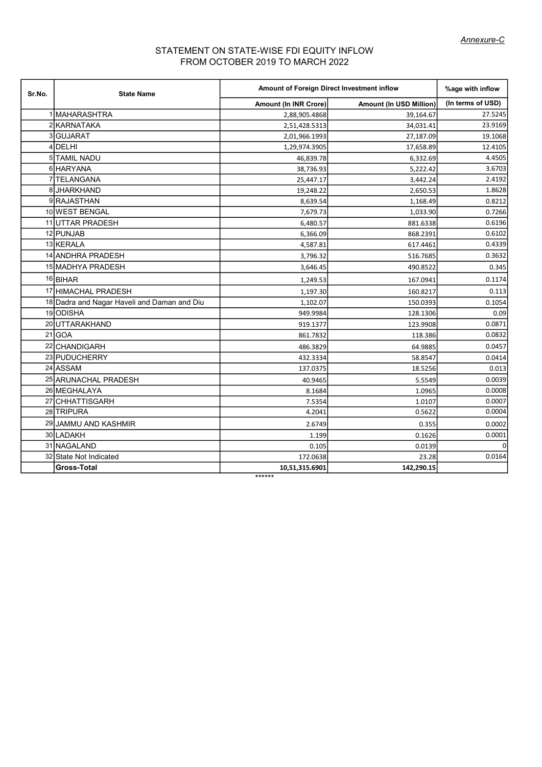*Annexure-C*

# STATEMENT ON STATE-WISE FDI EQUITY INFLOW
# FROM OCTOBER 2019 TO MARCH 2022

| Sr.No. | State Name | Amount of Foreign Direct Investment inflow | | %age with inflow |
|---|---|---|---|---|
| | | Amount (In INR Crore) | Amount (In USD Million) | (In terms of USD) |
| 1 | MAHARASHTRA | 2,88,905.4868 | 39,164.67 | 27.5245 |
| 2 | KARNATAKA | 2,51,428.5313 | 34,031.41 | 23.9169 |
| 3 | GUJARAT | 2,01,966.1993 | 27,187.09 | 19.1068 |
| 4 | DELHI | 1,29,974.3905 | 17,658.89 | 12.4105 |
| 5 | TAMIL NADU | 46,839.78 | 6,332.69 | 4.4505 |
| 6 | HARYANA | 38,736.93 | 5,222.42 | 3.6703 |
| 7 | TELANGANA | 25,447.17 | 3,442.24 | 2.4192 |
| 8 | JHARKHAND | 19,248.22 | 2,650.53 | 1.8628 |
| 9 | RAJASTHAN | 8,639.54 | 1,168.49 | 0.8212 |
| 10 | WEST BENGAL | 7,679.73 | 1,033.90 | 0.7266 |
| 11 | UTTAR PRADESH | 6,480.57 | 881.6338 | 0.6196 |
| 12 | PUNJAB | 6,366.09 | 868.2391 | 0.6102 |
| 13 | KERALA | 4,587.81 | 617.4461 | 0.4339 |
| 14 | ANDHRA PRADESH | 3,796.32 | 516.7685 | 0.3632 |
| 15 | MADHYA PRADESH | 3,646.45 | 490.8522 | 0.345 |
| 16 | BIHAR | 1,249.53 | 167.0941 | 0.1174 |
| 17 | HIMACHAL PRADESH | 1,197.30 | 160.8217 | 0.113 |
| 18 | Dadra and Nagar Haveli and Daman and Diu | 1,102.07 | 150.0393 | 0.1054 |
| 19 | ODISHA | 949.9984 | 128.1306 | 0.09 |
| 20 | UTTARAKHAND | 919.1377 | 123.9908 | 0.0871 |
| 21 | GOA | 861.7832 | 118.386 | 0.0832 |
| 22 | CHANDIGARH | 486.3829 | 64.9885 | 0.0457 |
| 23 | PUDUCHERRY | 432.3334 | 58.8547 | 0.0414 |
| 24 | ASSAM | 137.0375 | 18.5256 | 0.013 |
| 25 | ARUNACHAL PRADESH | 40.9465 | 5.5549 | 0.0039 |
| 26 | MEGHALAYA | 8.1684 | 1.0965 | 0.0008 |
| 27 | CHHATTISGARH | 7.5354 | 1.0107 | 0.0007 |
| 28 | TRIPURA | 4.2041 | 0.5622 | 0.0004 |
| 29 | JAMMU AND KASHMIR | 2.6749 | 0.355 | 0.0002 |
| 30 | LADAKH | 1.199 | 0.1626 | 0.0001 |
| 31 | NAGALAND | 0.105 | 0.0139 | 0 |
| 32 | State Not Indicated | 172.0638 | 23.28 | 0.0164 |
| | **Gross-Total** | **10,51,315.6901** | **142,290.15** | |

******